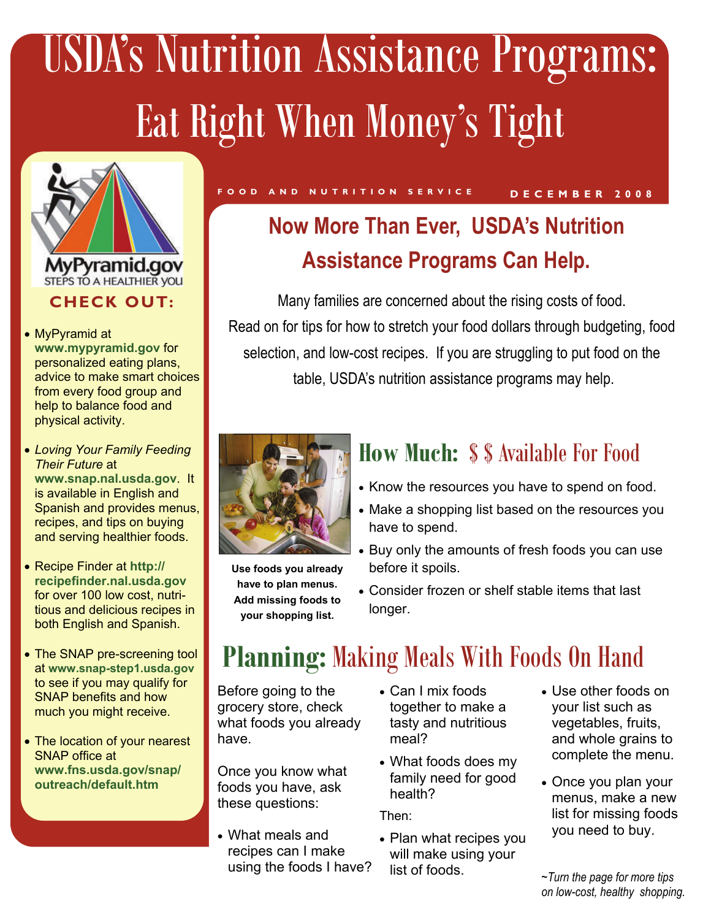# USDA's Nutrition Assistance Programs: Eat Right When Money's Tight

FOOD AND NUTRITION SERVICE — DECEMBER 2008

## Now More Than Ever, USDA's Nutrition Assistance Programs Can Help.

Many families are concerned about the rising costs of food. Read on for tips for how to stretch your food dollars through budgeting, food selection, and low-cost recipes. If you are struggling to put food on the table, USDA's nutrition assistance programs may help.

MyPyramid.gov STEPS TO A HEALTHIER YOU

### CHECK OUT:

- MyPyramid at **www.mypyramid.gov** for personalized eating plans, advice to make smart choices from every food group and help to balance food and physical activity.
- *Loving Your Family Feeding Their Future* at **www.snap.nal.usda.gov**. It is available in English and Spanish and provides menus, recipes, and tips on buying and serving healthier foods.
- Recipe Finder at **http://recipefinder.nal.usda.gov** for over 100 low cost, nutritious and delicious recipes in both English and Spanish.
- The SNAP pre-screening tool at **www.snap-step1.usda.gov** to see if you may qualify for SNAP benefits and how much you might receive.
- The location of your nearest SNAP office at **www.fns.usda.gov/snap/outreach/default.htm**

**Use foods you already have to plan menus. Add missing foods to your shopping list.**

## How Much: $ $ Available For Food

- Know the resources you have to spend on food.
- Make a shopping list based on the resources you have to spend.
- Buy only the amounts of fresh foods you can use before it spoils.
- Consider frozen or shelf stable items that last longer.

## Planning: Making Meals With Foods On Hand

Before going to the grocery store, check what foods you already have.

Once you know what foods you have, ask these questions:

- What meals and recipes can I make using the foods I have?
- Can I mix foods together to make a tasty and nutritious meal?
- What foods does my family need for good health?

Then:

- Plan what recipes you will make using your list of foods.
- Use other foods on your list such as vegetables, fruits, and whole grains to complete the menu.
- Once you plan your menus, make a new list for missing foods you need to buy.

*~Turn the page for more tips on low-cost, healthy shopping.*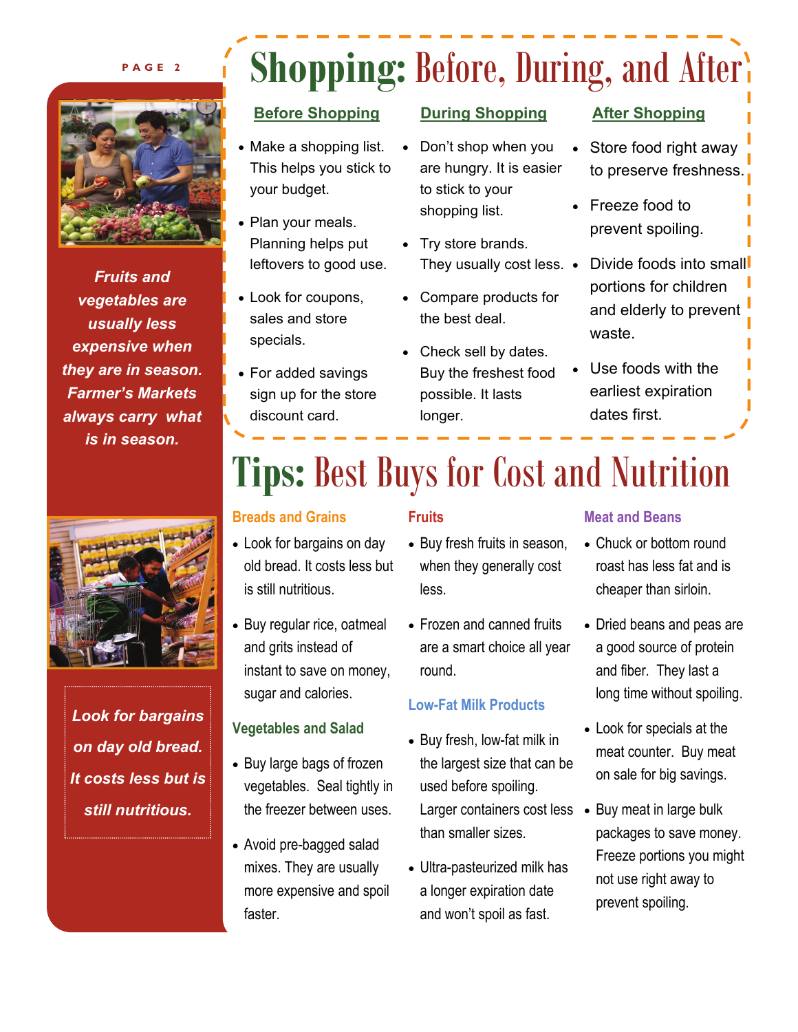*Fruits and vegetables are usually less expensive when they are in season. Farmer's Markets always carry what is in season.*

# Shopping: Before, During, and After

## Before Shopping

- Make a shopping list. This helps you stick to your budget.
- Plan your meals. Planning helps put leftovers to good use.
- Look for coupons, sales and store specials.
- For added savings sign up for the store discount card.

## During Shopping

- Don't shop when you are hungry. It is easier to stick to your shopping list.
- Try store brands. They usually cost less.
- Compare products for the best deal.
- Check sell by dates. Buy the freshest food possible. It lasts longer.

## After Shopping

- Store food right away to preserve freshness.
- Freeze food to prevent spoiling.
- Divide foods into small portions for children and elderly to prevent waste.
- Use foods with the earliest expiration dates first.

*Look for bargains on day old bread. It costs less but is still nutritious.*

# Tips: Best Buys for Cost and Nutrition

### Breads and Grains

- Look for bargains on day old bread. It costs less but is still nutritious.
- Buy regular rice, oatmeal and grits instead of instant to save on money, sugar and calories.

### Vegetables and Salad

- Buy large bags of frozen vegetables. Seal tightly in the freezer between uses.
- Avoid pre-bagged salad mixes. They are usually more expensive and spoil faster.

### Fruits

- Buy fresh fruits in season, when they generally cost less.
- Frozen and canned fruits are a smart choice all year round.

### Low-Fat Milk Products

- Buy fresh, low-fat milk in the largest size that can be used before spoiling. Larger containers cost less than smaller sizes.
- Ultra-pasteurized milk has a longer expiration date and won't spoil as fast.

### Meat and Beans

- Chuck or bottom round roast has less fat and is cheaper than sirloin.
- Dried beans and peas are a good source of protein and fiber. They last a long time without spoiling.
- Look for specials at the meat counter. Buy meat on sale for big savings.
- Buy meat in large bulk packages to save money. Freeze portions you might not use right away to prevent spoiling.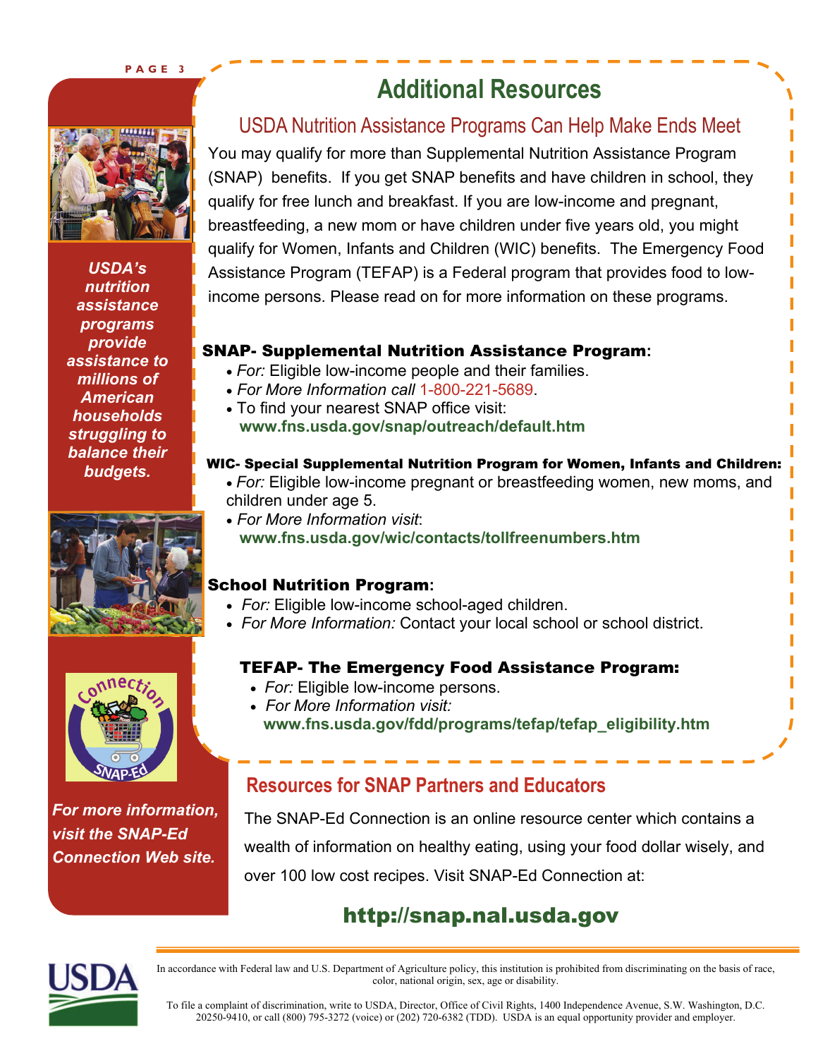# Additional Resources

## USDA Nutrition Assistance Programs Can Help Make Ends Meet

You may qualify for more than Supplemental Nutrition Assistance Program (SNAP) benefits. If you get SNAP benefits and have children in school, they qualify for free lunch and breakfast. If you are low-income and pregnant, breastfeeding, a new mom or have children under five years old, you might qualify for Women, Infants and Children (WIC) benefits. The Emergency Food Assistance Program (TEFAP) is a Federal program that provides food to low-income persons. Please read on for more information on these programs.

### SNAP- Supplemental Nutrition Assistance Program:

- *For:* Eligible low-income people and their families.
- *For More Information call* 1-800-221-5689.
- To find your nearest SNAP office visit: **www.fns.usda.gov/snap/outreach/default.htm**

### WIC- Special Supplemental Nutrition Program for Women, Infants and Children:

- *For:* Eligible low-income pregnant or breastfeeding women, new moms, and children under age 5.
- *For More Information visit*: **www.fns.usda.gov/wic/contacts/tollfreenumbers.htm**

### School Nutrition Program:

- *For:* Eligible low-income school-aged children.
- *For More Information:* Contact your local school or school district.

### TEFAP- The Emergency Food Assistance Program:

- *For:* Eligible low-income persons.
- *For More Information visit:* **www.fns.usda.gov/fdd/programs/tefap/tefap_eligibility.htm**

***USDA's nutrition assistance programs provide assistance to millions of American households struggling to balance their budgets.***

## Resources for SNAP Partners and Educators

The SNAP-Ed Connection is an online resource center which contains a wealth of information on healthy eating, using your food dollar wisely, and over 100 low cost recipes. Visit SNAP-Ed Connection at:

**http://snap.nal.usda.gov**

***For more information, visit the SNAP-Ed Connection Web site.***

In accordance with Federal law and U.S. Department of Agriculture policy, this institution is prohibited from discriminating on the basis of race, color, national origin, sex, age or disability.

To file a complaint of discrimination, write to USDA, Director, Office of Civil Rights, 1400 Independence Avenue, S.W. Washington, D.C. 20250-9410, or call (800) 795-3272 (voice) or (202) 720-6382 (TDD). USDA is an equal opportunity provider and employer.